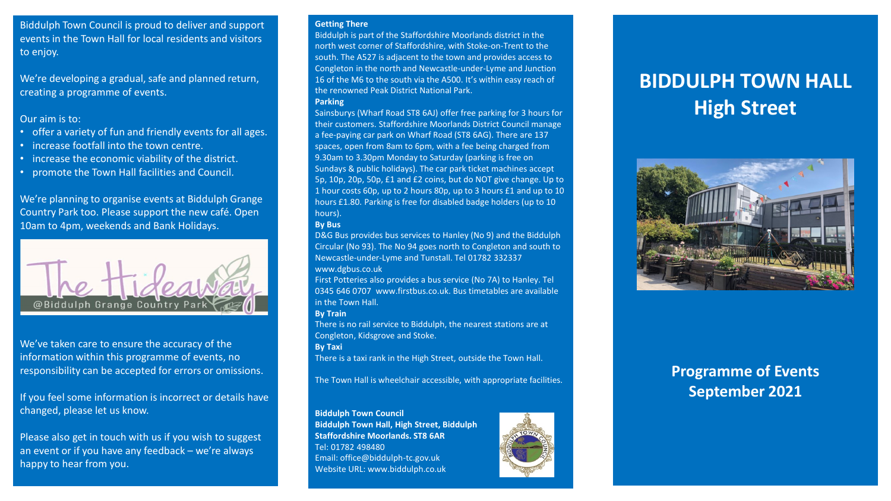Biddulph Town Council is proud to deliver and support events in the Town Hall for local residents and visitors to enjoy.

We're developing a gradual, safe and planned return, creating a programme of events.

Our aim is to:

- offer a variety of fun and friendly events for all ages.
- increase footfall into the town centre.
- increase the economic viability of the district.
- promote the Town Hall facilities and Council.

We're planning to organise events at Biddulph Grange Country Park too. Please support the new café. Open 10am to 4pm, weekends and Bank Holidays.

The Hideaway @Biddulph Grange Country Park

We've taken care to ensure the accuracy of the information within this programme of events, no responsibility can be accepted for errors or omissions.

If you feel some information is incorrect or details have changed, please let us know.

Please also get in touch with us if you wish to suggest an event or if you have any feedback – we're always happy to hear from you.

**Getting There**

Biddulph is part of the Staffordshire Moorlands district in the north west corner of Staffordshire, with Stoke-on-Trent to the south. The A527 is adjacent to the town and provides access to Congleton in the north and Newcastle-under-Lyme and Junction 16 of the M6 to the south via the A500. It's within easy reach of the renowned Peak District National Park.

**Parking**

Sainsburys (Wharf Road ST8 6AJ) offer free parking for 3 hours for their customers. Staffordshire Moorlands District Council manage a fee-paying car park on Wharf Road (ST8 6AG). There are 137 spaces, open from 8am to 6pm, with a fee being charged from 9.30am to 3.30pm Monday to Saturday (parking is free on Sundays & public holidays). The car park ticket machines accept 5p, 10p, 20p, 50p, £1 and £2 coins, but do NOT give change. Up to 1 hour costs 60p, up to 2 hours 80p, up to 3 hours £1 and up to 10 hours £1.80. Parking is free for disabled badge holders (up to 10 hours).

**By Bus**

D&G Bus provides bus services to Hanley (No 9) and the Biddulph Circular (No 93). The No 94 goes north to Congleton and south to Newcastle-under-Lyme and Tunstall. Tel 01782 332337 www.dgbus.co.uk

First Potteries also provides a bus service (No 7A) to Hanley. Tel 0345 646 0707 www.firstbus.co.uk. Bus timetables are available in the Town Hall.

**By Train**

There is no rail service to Biddulph, the nearest stations are at Congleton, Kidsgrove and Stoke.

**By Taxi**

There is a taxi rank in the High Street, outside the Town Hall.

The Town Hall is wheelchair accessible, with appropriate facilities.

**Biddulph Town Council**
**Biddulph Town Hall, High Street, Biddulph**
**Staffordshire Moorlands. ST8 6AR**
Tel: 01782 498480
Email: office@biddulph-tc.gov.uk
Website URL: www.biddulph.co.uk

# BIDDULPH TOWN HALL
# High Street

## Programme of Events
## September 2021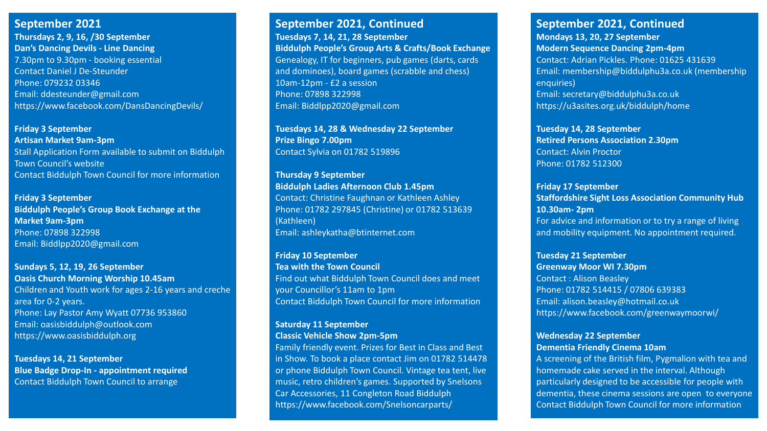## September 2021

**Thursdays 2, 9, 16, /30 September**
**Dan's Dancing Devils - Line Dancing**
7.30pm to 9.30pm - booking essential
Contact Daniel J De-Steunder
Phone: 079232 03346
Email: ddesteunder@gmail.com
https://www.facebook.com/DansDancingDevils/

**Friday 3 September**
**Artisan Market 9am-3pm**
Stall Application Form available to submit on Biddulph Town Council's website
Contact Biddulph Town Council for more information

**Friday 3 September**
**Biddulph People's Group Book Exchange at the Market 9am-3pm**
Phone: 07898 322998
Email: Biddlpp2020@gmail.com

**Sundays 5, 12, 19, 26 September**
**Oasis Church Morning Worship 10.45am**
Children and Youth work for ages 2-16 years and creche area for 0-2 years.
Phone: Lay Pastor Amy Wyatt 07736 953860
Email: oasisbiddulph@outlook.com
https://www.oasisbiddulph.org

**Tuesdays 14, 21 September**
**Blue Badge Drop-In - appointment required**
Contact Biddulph Town Council to arrange

## September 2021, Continued

**Tuesdays 7, 14, 21, 28 September**
**Biddulph People's Group Arts & Crafts/Book Exchange**
Genealogy, IT for beginners, pub games (darts, cards and dominoes), board games (scrabble and chess)
10am-12pm - £2 a session
Phone: 07898 322998
Email: Biddlpp2020@gmail.com

**Tuesdays 14, 28 & Wednesday 22 September**
**Prize Bingo 7.00pm**
Contact Sylvia on 01782 519896

**Thursday 9 September**
**Biddulph Ladies Afternoon Club 1.45pm**
Contact: Christine Faughnan or Kathleen Ashley
Phone: 01782 297845 (Christine) or 01782 513639 (Kathleen)
Email: ashleykatha@btinternet.com

**Friday 10 September**
**Tea with the Town Council**
Find out what Biddulph Town Council does and meet your Councillor's 11am to 1pm
Contact Biddulph Town Council for more information

**Saturday 11 September**
**Classic Vehicle Show 2pm-5pm**
Family friendly event. Prizes for Best in Class and Best in Show. To book a place contact Jim on 01782 514478 or phone Biddulph Town Council. Vintage tea tent, live music, retro children's games. Supported by Snelsons Car Accessories, 11 Congleton Road Biddulph
https://www.facebook.com/Snelsoncarparts/

## September 2021, Continued

**Mondays 13, 20, 27 September**
**Modern Sequence Dancing 2pm-4pm**
Contact: Adrian Pickles. Phone: 01625 431639
Email: membership@biddulphu3a.co.uk (membership enquiries)
Email: secretary@biddulphu3a.co.uk
https://u3asites.org.uk/biddulph/home

**Tuesday 14, 28 September**
**Retired Persons Association 2.30pm**
Contact: Alvin Proctor
Phone: 01782 512300

**Friday 17 September**
**Staffordshire Sight Loss Association Community Hub 10.30am- 2pm**
For advice and information or to try a range of living and mobility equipment. No appointment required.

**Tuesday 21 September**
**Greenway Moor WI 7.30pm**
Contact : Alison Beasley
Phone: 01782 514415 / 07806 639383
Email: alison.beasley@hotmail.co.uk
https://www.facebook.com/greenwaymoorwi/

**Wednesday 22 September**
**Dementia Friendly Cinema 10am**
A screening of the British film, Pygmalion with tea and homemade cake served in the interval. Although particularly designed to be accessible for people with dementia, these cinema sessions are open to everyone
Contact Biddulph Town Council for more information